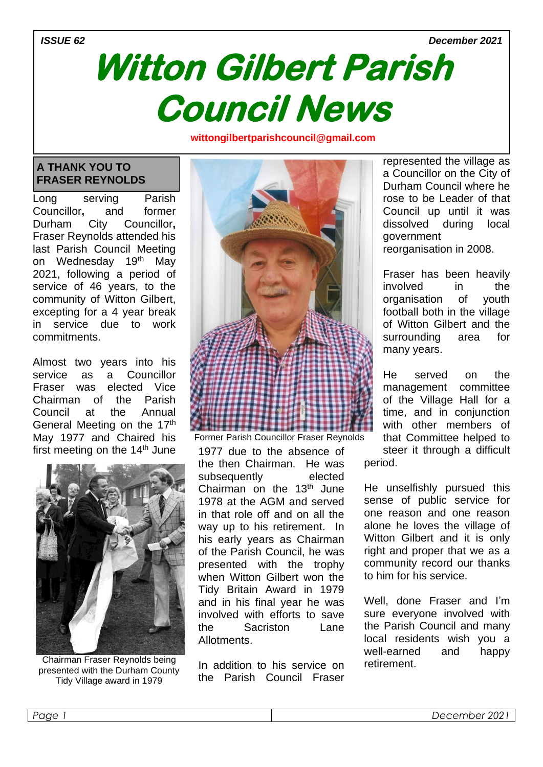ISSUE 62 December 2021

# Witton Gilbert Parish Council News

**wittongilbertparishcouncil@gmail.com**

## A THANK YOU TO FRASER REYNOLDS

Long serving Parish Councillor**,** and former Durham City Councillor**,** Fraser Reynolds attended his last Parish Council Meeting on Wednesday 19th May 2021, following a period of service of 46 years, to the community of Witton Gilbert, excepting for a 4 year break in service due to work commitments.

Almost two years into his service as a Councillor Fraser was elected Vice Chairman of the Parish Council at the Annual General Meeting on the 17th May 1977 and Chaired his first meeting on the 14th June 1977 due to the absence of the then Chairman. He was subsequently elected Chairman on the 13th June 1978 at the AGM and served in that role off and on all the way up to his retirement. In his early years as Chairman of the Parish Council, he was presented with the trophy when Witton Gilbert won the Tidy Britain Award in 1979 and in his final year he was involved with efforts to save the Sacriston Lane Allotments.

Chairman Fraser Reynolds being presented with the Durham County Tidy Village award in 1979

Former Parish Councillor Fraser Reynolds

In addition to his service on the Parish Council Fraser represented the village as a Councillor on the City of Durham Council where he rose to be Leader of that Council up until it was dissolved during local government reorganisation in 2008.

Fraser has been heavily involved in the organisation of youth football both in the village of Witton Gilbert and the surrounding area for many years.

He served on the management committee of the Village Hall for a time, and in conjunction with other members of that Committee helped to steer it through a difficult period.

He unselfishly pursued this sense of public service for one reason and one reason alone he loves the village of Witton Gilbert and it is only right and proper that we as a community record our thanks to him for his service.

Well, done Fraser and I'm sure everyone involved with the Parish Council and many local residents wish you a well-earned and happy retirement.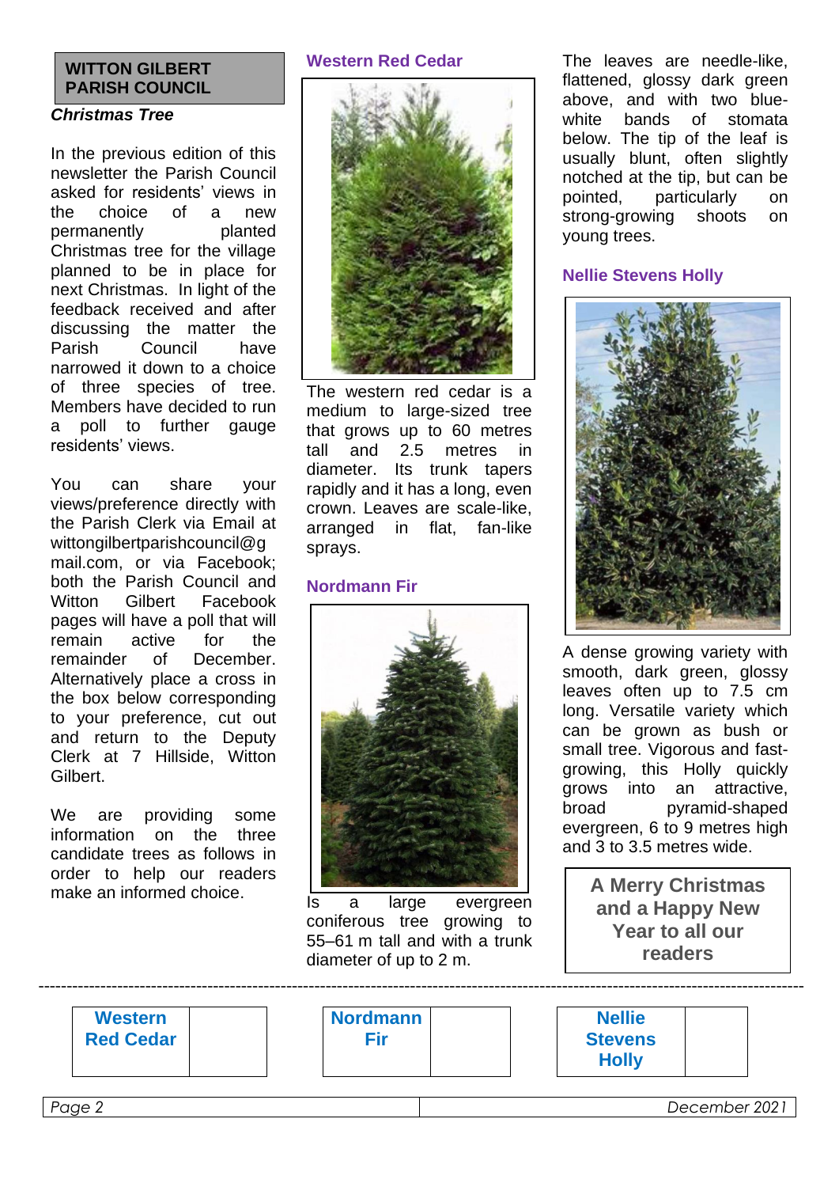## WITTON GILBERT PARISH COUNCIL

***Christmas Tree***

In the previous edition of this newsletter the Parish Council asked for residents' views in the choice of a new permanently planted Christmas tree for the village planned to be in place for next Christmas. In light of the feedback received and after discussing the matter the Parish Council have narrowed it down to a choice of three species of tree. Members have decided to run a poll to further gauge residents' views.

You can share your views/preference directly with the Parish Clerk via Email at wittongilbertparishcouncil@gmail.com, or via Facebook; both the Parish Council and Witton Gilbert Facebook pages will have a poll that will remain active for the remainder of December. Alternatively place a cross in the box below corresponding to your preference, cut out and return to the Deputy Clerk at 7 Hillside, Witton Gilbert.

We are providing some information on the three candidate trees as follows in order to help our readers make an informed choice.

### Western Red Cedar

The western red cedar is a medium to large-sized tree that grows up to 60 metres tall and 2.5 metres in diameter. Its trunk tapers rapidly and it has a long, even crown. Leaves are scale-like, arranged in flat, fan-like sprays.

### Nordmann Fir

Is a large evergreen coniferous tree growing to 55–61 m tall and with a trunk diameter of up to 2 m.

The leaves are needle-like, flattened, glossy dark green above, and with two blue-white bands of stomata below. The tip of the leaf is usually blunt, often slightly notched at the tip, but can be pointed, particularly on strong-growing shoots on young trees.

### Nellie Stevens Holly

A dense growing variety with smooth, dark green, glossy leaves often up to 7.5 cm long. Versatile variety which can be grown as bush or small tree. Vigorous and fast-growing, this Holly quickly grows into an attractive, broad pyramid-shaped evergreen, 6 to 9 metres high and 3 to 3.5 metres wide.

**A Merry Christmas and a Happy New Year to all our readers**

---

| Western Red Cedar | |
|---|---|

| Nordmann Fir | |
|---|---|

| Nellie Stevens Holly | |
|---|---|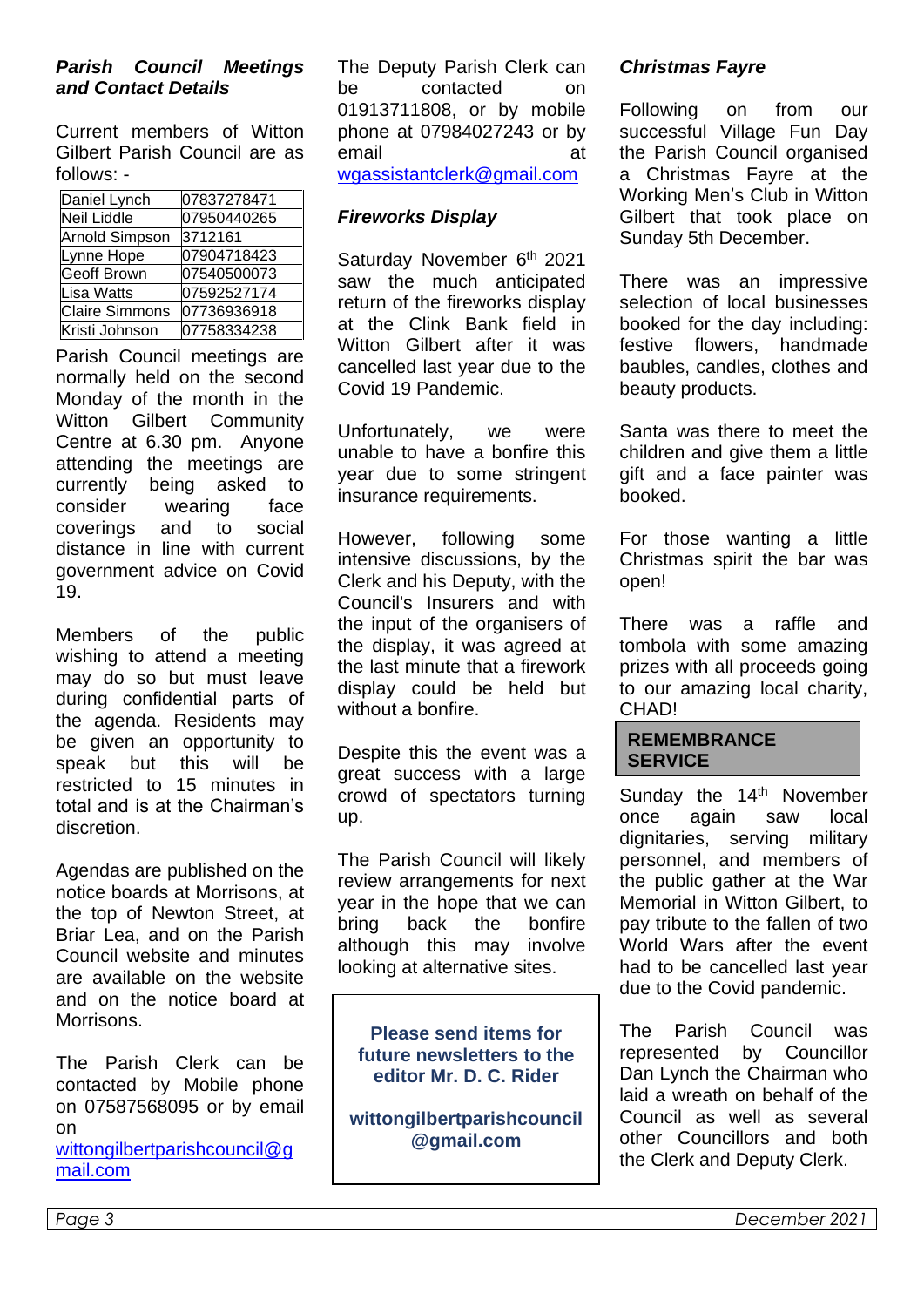### *Parish Council Meetings and Contact Details*

Current members of Witton Gilbert Parish Council are as follows: -

| | |
|---|---|
| Daniel Lynch | 07837278471 |
| Neil Liddle | 07950440265 |
| Arnold Simpson | 3712161 |
| Lynne Hope | 07904718423 |
| Geoff Brown | 07540500073 |
| Lisa Watts | 07592527174 |
| Claire Simmons | 07736936918 |
| Kristi Johnson | 07758334238 |

Parish Council meetings are normally held on the second Monday of the month in the Witton Gilbert Community Centre at 6.30 pm. Anyone attending the meetings are currently being asked to consider wearing face coverings and to social distance in line with current government advice on Covid 19.

Members of the public wishing to attend a meeting may do so but must leave during confidential parts of the agenda. Residents may be given an opportunity to speak but this will be restricted to 15 minutes in total and is at the Chairman's discretion.

Agendas are published on the notice boards at Morrisons, at the top of Newton Street, at Briar Lea, and on the Parish Council website and minutes are available on the website and on the notice board at Morrisons.

The Parish Clerk can be contacted by Mobile phone on 07587568095 or by email on wittongilbertparishcouncil@gmail.com

The Deputy Parish Clerk can be contacted on 01913711808, or by mobile phone at 07984027243 or by email at wgassistantclerk@gmail.com

### *Fireworks Display*

Saturday November 6th 2021 saw the much anticipated return of the fireworks display at the Clink Bank field in Witton Gilbert after it was cancelled last year due to the Covid 19 Pandemic.

Unfortunately, we were unable to have a bonfire this year due to some stringent insurance requirements.

However, following some intensive discussions, by the Clerk and his Deputy, with the Council's Insurers and with the input of the organisers of the display, it was agreed at the last minute that a firework display could be held but without a bonfire.

Despite this the event was a great success with a large crowd of spectators turning up.

The Parish Council will likely review arrangements for next year in the hope that we can bring back the bonfire although this may involve looking at alternative sites.

**Please send items for future newsletters to the editor Mr. D. C. Rider**

**wittongilbertparishcouncil@gmail.com**

### *Christmas Fayre*

Following on from our successful Village Fun Day the Parish Council organised a Christmas Fayre at the Working Men's Club in Witton Gilbert that took place on Sunday 5th December.

There was an impressive selection of local businesses booked for the day including: festive flowers, handmade baubles, candles, clothes and beauty products.

Santa was there to meet the children and give them a little gift and a face painter was booked.

For those wanting a little Christmas spirit the bar was open!

There was a raffle and tombola with some amazing prizes with all proceeds going to our amazing local charity, CHAD!

### REMEMBRANCE SERVICE

Sunday the 14th November once again saw local dignitaries, serving military personnel, and members of the public gather at the War Memorial in Witton Gilbert, to pay tribute to the fallen of two World Wars after the event had to be cancelled last year due to the Covid pandemic.

The Parish Council was represented by Councillor Dan Lynch the Chairman who laid a wreath on behalf of the Council as well as several other Councillors and both the Clerk and Deputy Clerk.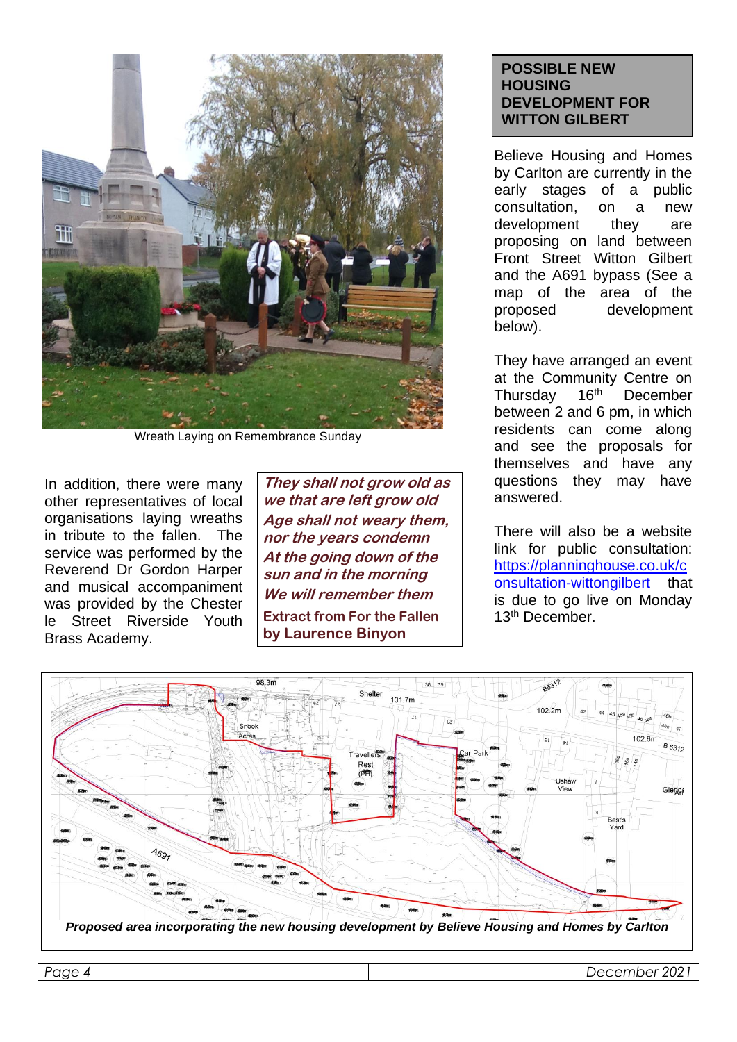Wreath Laying on Remembrance Sunday

In addition, there were many other representatives of local organisations laying wreaths in tribute to the fallen. The service was performed by the Reverend Dr Gordon Harper and musical accompaniment was provided by the Chester le Street Riverside Youth Brass Academy.

***They shall not grow old as we that are left grow old***
***Age shall not weary them, nor the years condemn***
***At the going down of the sun and in the morning***
***We will remember them***
**Extract from For the Fallen by Laurence Binyon**

## POSSIBLE NEW HOUSING DEVELOPMENT FOR WITTON GILBERT

Believe Housing and Homes by Carlton are currently in the early stages of a public consultation, on a new development they are proposing on land between Front Street Witton Gilbert and the A691 bypass (See a map of the area of the proposed development below).

They have arranged an event at the Community Centre on Thursday 16th December between 2 and 6 pm, in which residents can come along and see the proposals for themselves and have any questions they may have answered.

There will also be a website link for public consultation: https://planninghouse.co.uk/consultation-wittongilbert that is due to go live on Monday 13th December.

*Proposed area incorporating the new housing development by Believe Housing and Homes by Carlton*